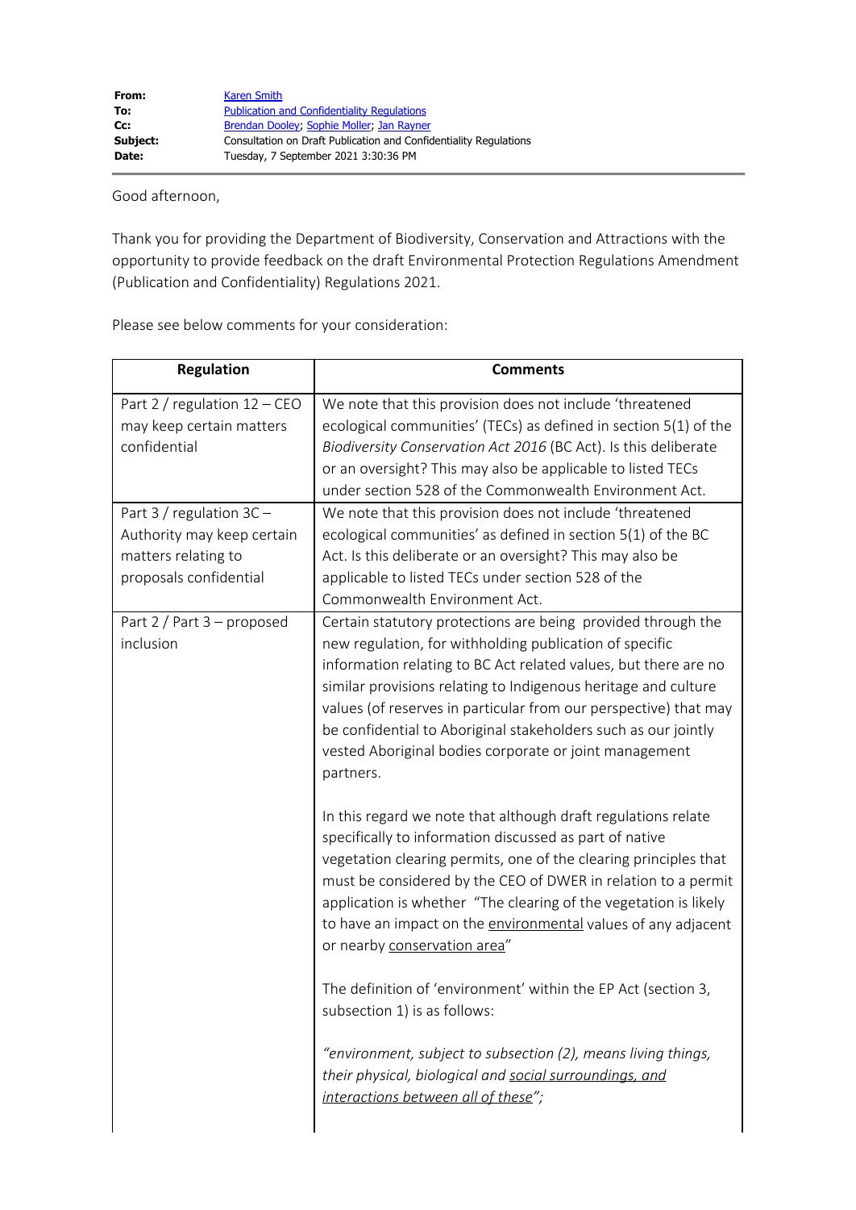**From:** Karen Smith
**To:** Publication and Confidentiality Regulations
**Cc:** Brendan Dooley; Sophie Moller; Jan Rayner
**Subject:** Consultation on Draft Publication and Confidentiality Regulations
**Date:** Tuesday, 7 September 2021 3:30:36 PM

Good afternoon,

Thank you for providing the Department of Biodiversity, Conservation and Attractions with the opportunity to provide feedback on the draft Environmental Protection Regulations Amendment (Publication and Confidentiality) Regulations 2021.

Please see below comments for your consideration:

| Regulation | Comments |
|---|---|
| Part 2 / regulation 12 – CEO may keep certain matters confidential | We note that this provision does not include 'threatened ecological communities' (TECs) as defined in section 5(1) of the *Biodiversity Conservation Act 2016* (BC Act). Is this deliberate or an oversight? This may also be applicable to listed TECs under section 528 of the Commonwealth Environment Act. |
| Part 3 / regulation 3C – Authority may keep certain matters relating to proposals confidential | We note that this provision does not include 'threatened ecological communities' as defined in section 5(1) of the BC Act. Is this deliberate or an oversight? This may also be applicable to listed TECs under section 528 of the Commonwealth Environment Act. |
| Part 2 / Part 3 – proposed inclusion | Certain statutory protections are being provided through the new regulation, for withholding publication of specific information relating to BC Act related values, but there are no similar provisions relating to Indigenous heritage and culture values (of reserves in particular from our perspective) that may be confidential to Aboriginal stakeholders such as our jointly vested Aboriginal bodies corporate or joint management partners.<br><br>In this regard we note that although draft regulations relate specifically to information discussed as part of native vegetation clearing permits, one of the clearing principles that must be considered by the CEO of DWER in relation to a permit application is whether "The clearing of the vegetation is likely to have an impact on the <u>environmental</u> values of any adjacent or nearby <u>conservation area</u>"<br><br>The definition of 'environment' within the EP Act (section 3, subsection 1) is as follows:<br><br>*"environment, subject to subsection (2), means living things, their physical, biological and <u>social surroundings, and interactions between all of these</u>";* |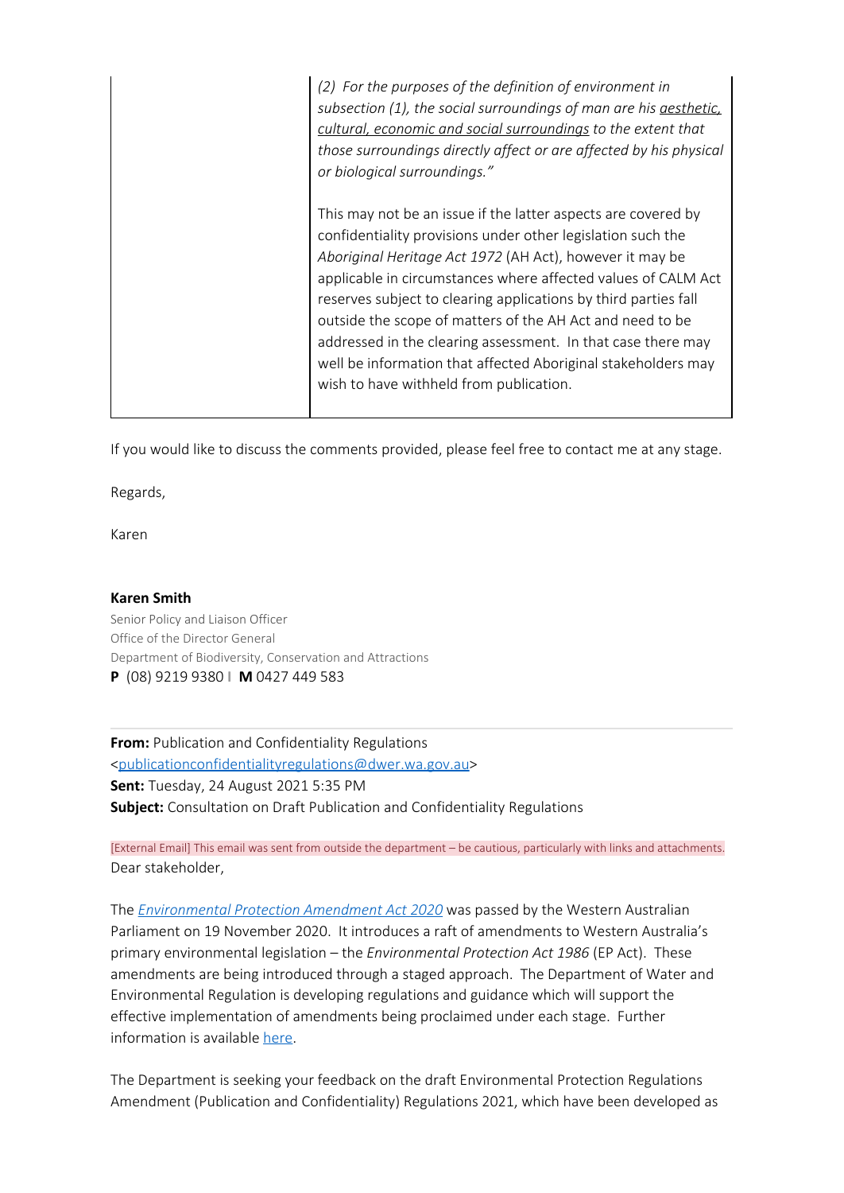| | |
|---|---|
| | *(2) For the purposes of the definition of environment in subsection (1), the social surroundings of man are his aesthetic, cultural, economic and social surroundings to the extent that those surroundings directly affect or are affected by his physical or biological surroundings."*<br><br>This may not be an issue if the latter aspects are covered by confidentiality provisions under other legislation such the *Aboriginal Heritage Act 1972* (AH Act), however it may be applicable in circumstances where affected values of CALM Act reserves subject to clearing applications by third parties fall outside the scope of matters of the AH Act and need to be addressed in the clearing assessment. In that case there may well be information that affected Aboriginal stakeholders may wish to have withheld from publication. |

If you would like to discuss the comments provided, please feel free to contact me at any stage.

Regards,

Karen

**Karen Smith**
Senior Policy and Liaison Officer
Office of the Director General
Department of Biodiversity, Conservation and Attractions
**P** (08) 9219 9380 | **M** 0427 449 583

---

**From:** Publication and Confidentiality Regulations <publicationconfidentialityregulations@dwer.wa.gov.au>
**Sent:** Tuesday, 24 August 2021 5:35 PM
**Subject:** Consultation on Draft Publication and Confidentiality Regulations

[External Email] This email was sent from outside the department – be cautious, particularly with links and attachments.

Dear stakeholder,

The *Environmental Protection Amendment Act 2020* was passed by the Western Australian Parliament on 19 November 2020. It introduces a raft of amendments to Western Australia's primary environmental legislation – the *Environmental Protection Act 1986* (EP Act). These amendments are being introduced through a staged approach. The Department of Water and Environmental Regulation is developing regulations and guidance which will support the effective implementation of amendments being proclaimed under each stage. Further information is available here.

The Department is seeking your feedback on the draft Environmental Protection Regulations Amendment (Publication and Confidentiality) Regulations 2021, which have been developed as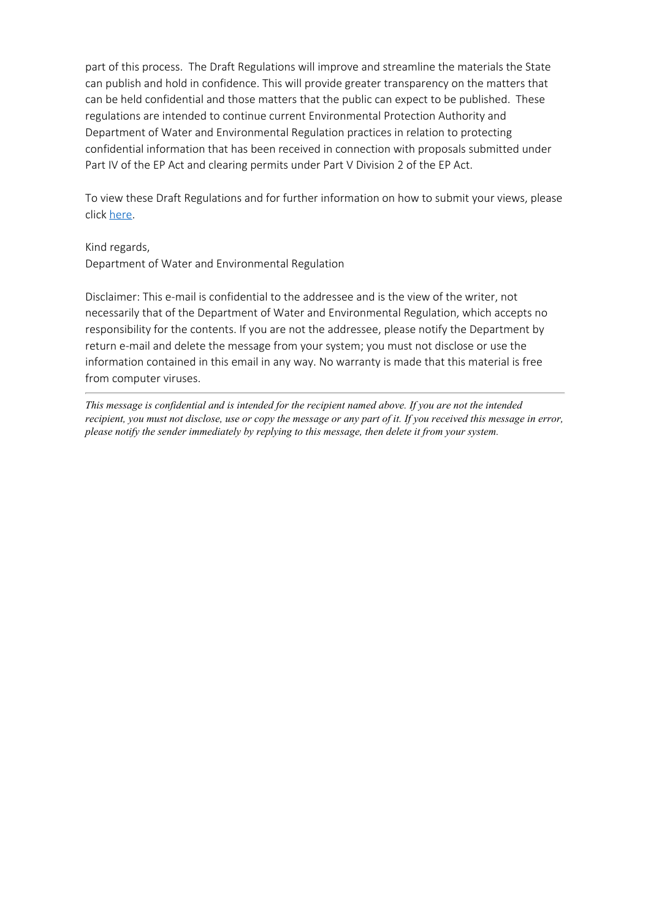part of this process. The Draft Regulations will improve and streamline the materials the State can publish and hold in confidence. This will provide greater transparency on the matters that can be held confidential and those matters that the public can expect to be published. These regulations are intended to continue current Environmental Protection Authority and Department of Water and Environmental Regulation practices in relation to protecting confidential information that has been received in connection with proposals submitted under Part IV of the EP Act and clearing permits under Part V Division 2 of the EP Act.

To view these Draft Regulations and for further information on how to submit your views, please click here.

Kind regards,
Department of Water and Environmental Regulation

Disclaimer: This e-mail is confidential to the addressee and is the view of the writer, not necessarily that of the Department of Water and Environmental Regulation, which accepts no responsibility for the contents. If you are not the addressee, please notify the Department by return e-mail and delete the message from your system; you must not disclose or use the information contained in this email in any way. No warranty is made that this material is free from computer viruses.

---

*This message is confidential and is intended for the recipient named above. If you are not the intended recipient, you must not disclose, use or copy the message or any part of it. If you received this message in error, please notify the sender immediately by replying to this message, then delete it from your system.*